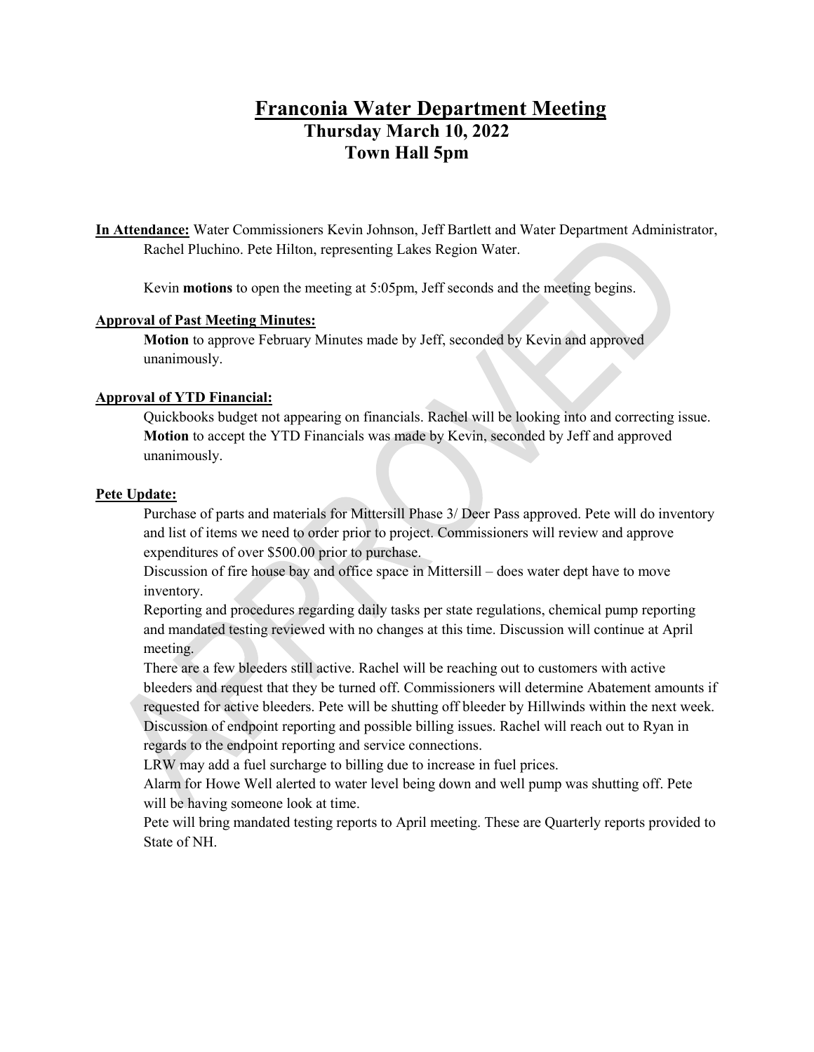# Franconia Water Department Meeting

## Thursday March 10, 2022
## Town Hall 5pm

**In Attendance:** Water Commissioners Kevin Johnson, Jeff Bartlett and Water Department Administrator, Rachel Pluchino. Pete Hilton, representing Lakes Region Water.

Kevin **motions** to open the meeting at 5:05pm, Jeff seconds and the meeting begins.

**Approval of Past Meeting Minutes:**

**Motion** to approve February Minutes made by Jeff, seconded by Kevin and approved unanimously.

**Approval of YTD Financial:**

Quickbooks budget not appearing on financials. Rachel will be looking into and correcting issue. **Motion** to accept the YTD Financials was made by Kevin, seconded by Jeff and approved unanimously.

**Pete Update:**

Purchase of parts and materials for Mittersill Phase 3/ Deer Pass approved. Pete will do inventory and list of items we need to order prior to project. Commissioners will review and approve expenditures of over $500.00 prior to purchase.

Discussion of fire house bay and office space in Mittersill – does water dept have to move inventory.

Reporting and procedures regarding daily tasks per state regulations, chemical pump reporting and mandated testing reviewed with no changes at this time. Discussion will continue at April meeting.

There are a few bleeders still active. Rachel will be reaching out to customers with active bleeders and request that they be turned off. Commissioners will determine Abatement amounts if requested for active bleeders. Pete will be shutting off bleeder by Hillwinds within the next week.

Discussion of endpoint reporting and possible billing issues. Rachel will reach out to Ryan in regards to the endpoint reporting and service connections.

LRW may add a fuel surcharge to billing due to increase in fuel prices.

Alarm for Howe Well alerted to water level being down and well pump was shutting off. Pete will be having someone look at time.

Pete will bring mandated testing reports to April meeting. These are Quarterly reports provided to State of NH.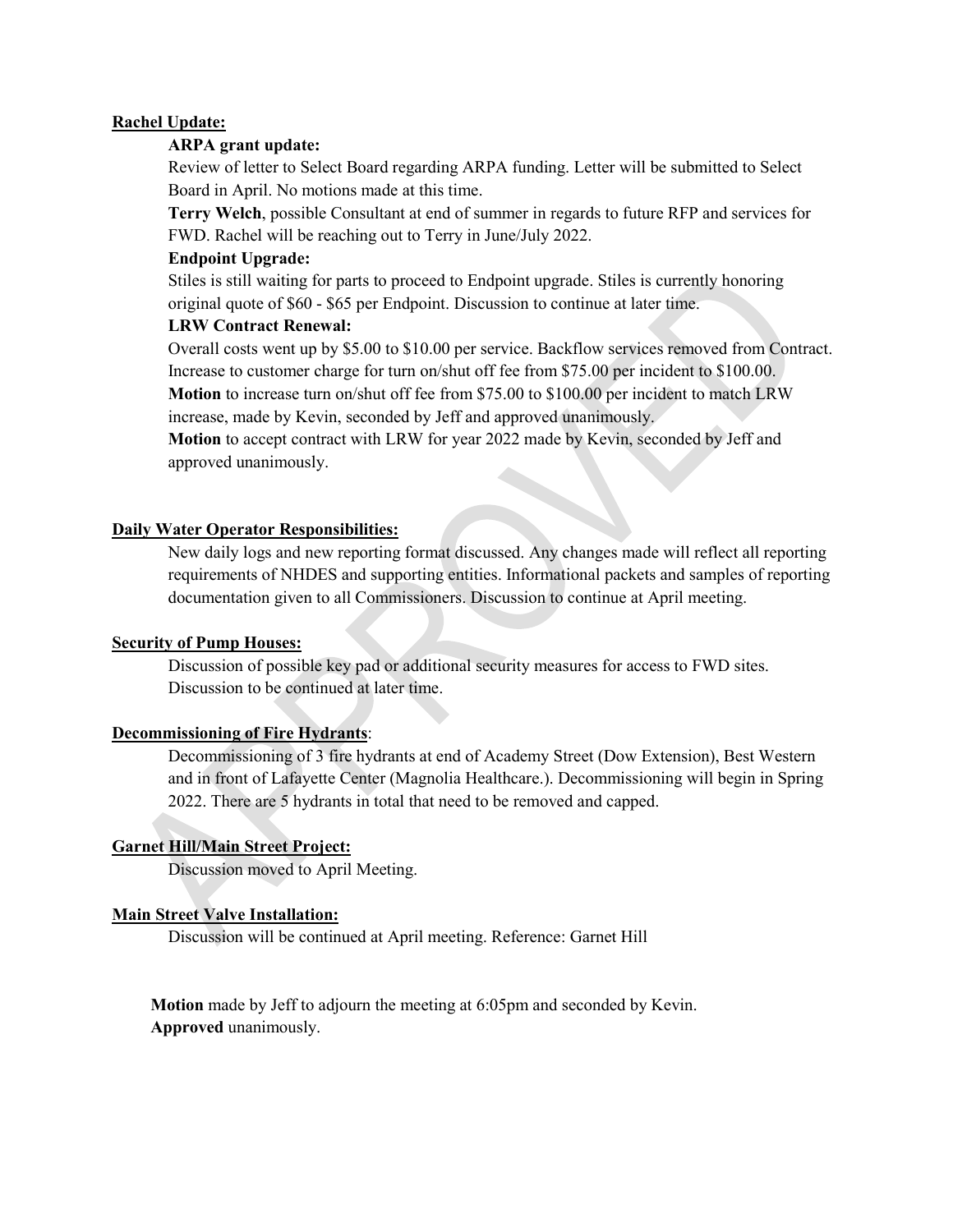**Rachel Update:**

**ARPA grant update:**

Review of letter to Select Board regarding ARPA funding. Letter will be submitted to Select Board in April. No motions made at this time.

**Terry Welch**, possible Consultant at end of summer in regards to future RFP and services for FWD. Rachel will be reaching out to Terry in June/July 2022.

**Endpoint Upgrade:**

Stiles is still waiting for parts to proceed to Endpoint upgrade. Stiles is currently honoring original quote of $60 - $65 per Endpoint. Discussion to continue at later time.

**LRW Contract Renewal:**

Overall costs went up by $5.00 to $10.00 per service. Backflow services removed from Contract. Increase to customer charge for turn on/shut off fee from $75.00 per incident to $100.00.

**Motion** to increase turn on/shut off fee from $75.00 to $100.00 per incident to match LRW increase, made by Kevin, seconded by Jeff and approved unanimously.

**Motion** to accept contract with LRW for year 2022 made by Kevin, seconded by Jeff and approved unanimously.

**Daily Water Operator Responsibilities:**

New daily logs and new reporting format discussed. Any changes made will reflect all reporting requirements of NHDES and supporting entities. Informational packets and samples of reporting documentation given to all Commissioners. Discussion to continue at April meeting.

**Security of Pump Houses:**

Discussion of possible key pad or additional security measures for access to FWD sites. Discussion to be continued at later time.

**Decommissioning of Fire Hydrants**:

Decommissioning of 3 fire hydrants at end of Academy Street (Dow Extension), Best Western and in front of Lafayette Center (Magnolia Healthcare.). Decommissioning will begin in Spring 2022. There are 5 hydrants in total that need to be removed and capped.

**Garnet Hill/Main Street Project:**

Discussion moved to April Meeting.

**Main Street Valve Installation:**

Discussion will be continued at April meeting. Reference: Garnet Hill

**Motion** made by Jeff to adjourn the meeting at 6:05pm and seconded by Kevin.
**Approved** unanimously.